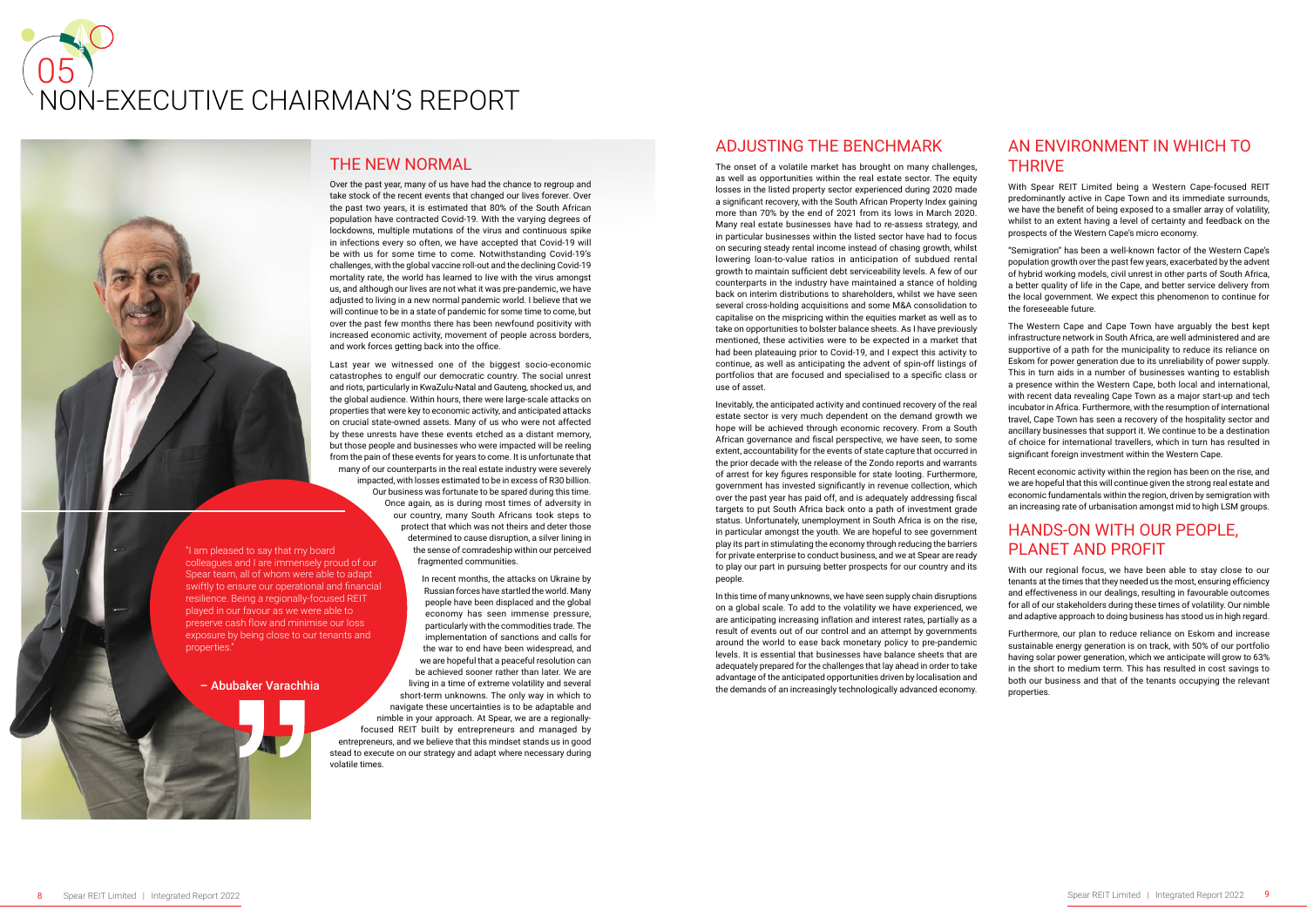# 05 NON-EXECUTIVE CHAIRMAN'S REPORT

## THE NEW NORMAL

Over the past year, many of us have had the chance to regroup and take stock of the recent events that changed our lives forever. Over the past two years, it is estimated that 80% of the South African population have contracted Covid-19. With the varying degrees of lockdowns, multiple mutations of the virus and continuous spike in infections every so often, we have accepted that Covid-19 will be with us for some time to come. Notwithstanding Covid-19's challenges, with the global vaccine roll-out and the declining Covid-19 mortality rate, the world has learned to live with the virus amongst us, and although our lives are not what it was pre-pandemic, we have adjusted to living in a new normal pandemic world. I believe that we will continue to be in a state of pandemic for some time to come, but over the past few months there has been newfound positivity with increased economic activity, movement of people across borders, and work forces getting back into the office.

Last year we witnessed one of the biggest socio-economic catastrophes to engulf our democratic country. The social unrest and riots, particularly in KwaZulu-Natal and Gauteng, shocked us, and the global audience. Within hours, there were large-scale attacks on properties that were key to economic activity, and anticipated attacks on crucial state-owned assets. Many of us who were not affected by these unrests have these events etched as a distant memory, but those people and businesses who were impacted will be reeling from the pain of these events for years to come. It is unfortunate that many of our counterparts in the real estate industry were severely impacted, with losses estimated to be in excess of R30 billion. Our business was fortunate to be spared during this time. Once again, as is during most times of adversity in our country, many South Africans took steps to protect that which was not theirs and deter those determined to cause disruption, a silver lining in the sense of comradeship within our perceived fragmented communities.

> "I am pleased to say that my board colleagues and I are immensely proud of our Spear team, all of whom were able to adapt swiftly to ensure our operational and financial resilience. Being a regionally-focused REIT played in our favour as we were able to preserve cash flow and minimise our loss exposure by being close to our tenants and properties."
>
> – Abubaker Varachhia

In recent months, the attacks on Ukraine by Russian forces have startled the world. Many people have been displaced and the global economy has seen immense pressure, particularly with the commodities trade. The implementation of sanctions and calls for the war to end have been widespread, and we are hopeful that a peaceful resolution can be achieved sooner rather than later. We are living in a time of extreme volatility and several short-term unknowns. The only way in which to navigate these uncertainties is to be adaptable and nimble in your approach. At Spear, we are a regionally-focused REIT built by entrepreneurs and managed by entrepreneurs, and we believe that this mindset stands us in good stead to execute on our strategy and adapt where necessary during volatile times.

## ADJUSTING THE BENCHMARK

The onset of a volatile market has brought on many challenges, as well as opportunities within the real estate sector. The equity losses in the listed property sector experienced during 2020 made a significant recovery, with the South African Property Index gaining more than 70% by the end of 2021 from its lows in March 2020. Many real estate businesses have had to re-assess strategy, and in particular businesses within the listed sector have had to focus on securing steady rental income instead of chasing growth, whilst lowering loan-to-value ratios in anticipation of subdued rental growth to maintain sufficient debt serviceability levels. A few of our counterparts in the industry have maintained a stance of holding back on interim distributions to shareholders, whilst we have seen several cross-holding acquisitions and some M&A consolidation to capitalise on the mispricing within the equities market as well as to take on opportunities to bolster balance sheets. As I have previously mentioned, these activities were to be expected in a market that had been plateauing prior to Covid-19, and I expect this activity to continue, as well as anticipating the advent of spin-off listings of portfolios that are focused and specialised to a specific class or use of asset.

Inevitably, the anticipated activity and continued recovery of the real estate sector is very much dependent on the demand growth we hope will be achieved through economic recovery. From a South African governance and fiscal perspective, we have seen, to some extent, accountability for the events of state capture that occurred in the prior decade with the release of the Zondo reports and warrants of arrest for key figures responsible for state looting. Furthermore, government has invested significantly in revenue collection, which over the past year has paid off, and is adequately addressing fiscal targets to put South Africa back onto a path of investment grade status. Unfortunately, unemployment in South Africa is on the rise, in particular amongst the youth. We are hopeful to see government play its part in stimulating the economy through reducing the barriers for private enterprise to conduct business, and we at Spear are ready to play our part in pursuing better prospects for our country and its people.

In this time of many unknowns, we have seen supply chain disruptions on a global scale. To add to the volatility we have experienced, we are anticipating increasing inflation and interest rates, partially as a result of events out of our control and an attempt by governments around the world to ease back monetary policy to pre-pandemic levels. It is essential that businesses have balance sheets that are adequately prepared for the challenges that lay ahead in order to take advantage of the anticipated opportunities driven by localisation and the demands of an increasingly technologically advanced economy.

## AN ENVIRONMENT IN WHICH TO THRIVE

With Spear REIT Limited being a Western Cape-focused REIT predominantly active in Cape Town and its immediate surrounds, we have the benefit of being exposed to a smaller array of volatility, whilst to an extent having a level of certainty and feedback on the prospects of the Western Cape's micro economy.

"Semigration" has been a well-known factor of the Western Cape's population growth over the past few years, exacerbated by the advent of hybrid working models, civil unrest in other parts of South Africa, a better quality of life in the Cape, and better service delivery from the local government. We expect this phenomenon to continue for the foreseeable future.

The Western Cape and Cape Town have arguably the best kept infrastructure network in South Africa, are well administered and are supportive of a path for the municipality to reduce its reliance on Eskom for power generation due to its unreliability of power supply. This in turn aids in a number of businesses wanting to establish a presence within the Western Cape, both local and international, with recent data revealing Cape Town as a major start-up and tech incubator in Africa. Furthermore, with the resumption of international travel, Cape Town has seen a recovery of the hospitality sector and ancillary businesses that support it. We continue to be a destination of choice for international travellers, which in turn has resulted in significant foreign investment within the Western Cape.

Recent economic activity within the region has been on the rise, and we are hopeful that this will continue given the strong real estate and economic fundamentals within the region, driven by semigration with an increasing rate of urbanisation amongst mid to high LSM groups.

## HANDS-ON WITH OUR PEOPLE, PLANET AND PROFIT

With our regional focus, we have been able to stay close to our tenants at the times that they needed us the most, ensuring efficiency and effectiveness in our dealings, resulting in favourable outcomes for all of our stakeholders during these times of volatility. Our nimble and adaptive approach to doing business has stood us in high regard.

Furthermore, our plan to reduce reliance on Eskom and increase sustainable energy generation is on track, with 50% of our portfolio having solar power generation, which we anticipate will grow to 63% in the short to medium term. This has resulted in cost savings to both our business and that of the tenants occupying the relevant properties.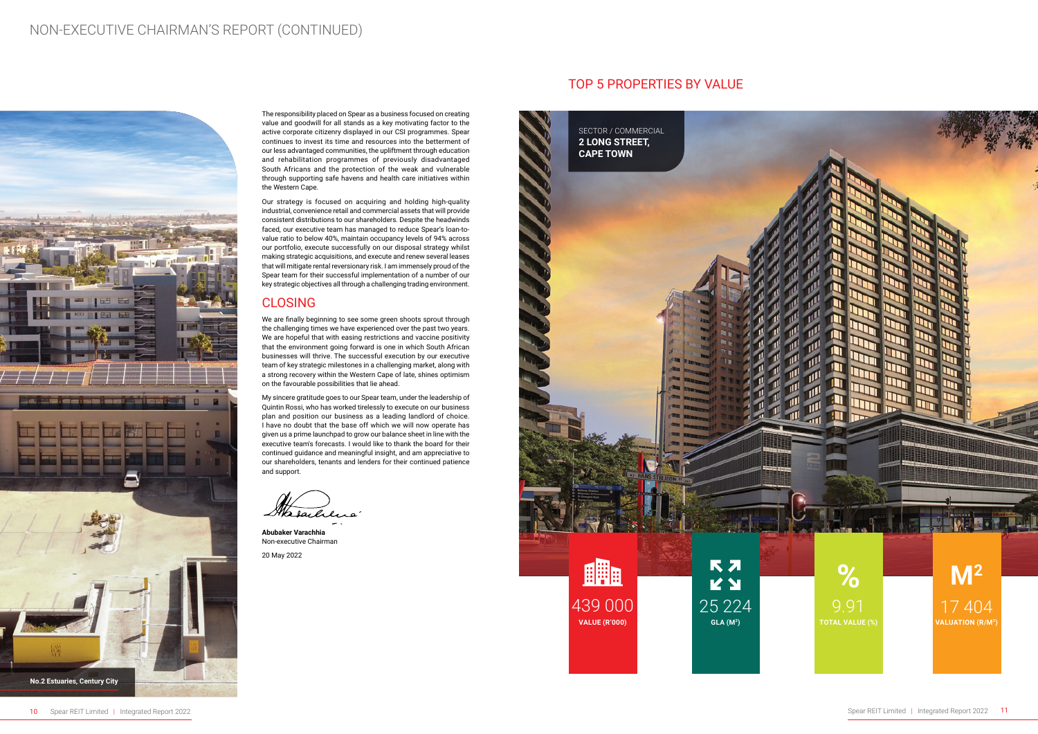# NON-EXECUTIVE CHAIRMAN'S REPORT (CONTINUED)

The responsibility placed on Spear as a business focused on creating value and goodwill for all stands as a key motivating factor to the active corporate citizenry displayed in our CSI programmes. Spear continues to invest its time and resources into the betterment of our less advantaged communities, the upliftment through education and rehabilitation programmes of previously disadvantaged South Africans and the protection of the weak and vulnerable through supporting safe havens and health care initiatives within the Western Cape.

Our strategy is focused on acquiring and holding high-quality industrial, convenience retail and commercial assets that will provide consistent distributions to our shareholders. Despite the headwinds faced, our executive team has managed to reduce Spear's loan-to-value ratio to below 40%, maintain occupancy levels of 94% across our portfolio, execute successfully on our disposal strategy whilst making strategic acquisitions, and execute and renew several leases that will mitigate rental reversionary risk. I am immensely proud of the Spear team for their successful implementation of a number of our key strategic objectives all through a challenging trading environment.

## CLOSING

We are finally beginning to see some green shoots sprout through the challenging times we have experienced over the past two years. We are hopeful that with easing restrictions and vaccine positivity that the environment going forward is one in which South African businesses will thrive. The successful execution by our executive team of key strategic milestones in a challenging market, along with a strong recovery within the Western Cape of late, shines optimism on the favourable possibilities that lie ahead.

My sincere gratitude goes to our Spear team, under the leadership of Quintin Rossi, who has worked tirelessly to execute on our business plan and position our business as a leading landlord of choice. I have no doubt that the base off which we will now operate has given us a prime launchpad to grow our balance sheet in line with the executive team's forecasts. I would like to thank the board for their continued guidance and meaningful insight, and am appreciative to our shareholders, tenants and lenders for their continued patience and support.

**Abubaker Varachhia**
Non-executive Chairman

20 May 2022

No.2 Estuaries, Century City

## TOP 5 PROPERTIES BY VALUE

SECTOR / COMMERCIAL
**2 LONG STREET, CAPE TOWN**

439 000
**VALUE (R'000)**

25 224
**GLA ($M^2$)**

9.91
**TOTAL VALUE (%)**

17 404
**VALUATION (R/$M^2$)**